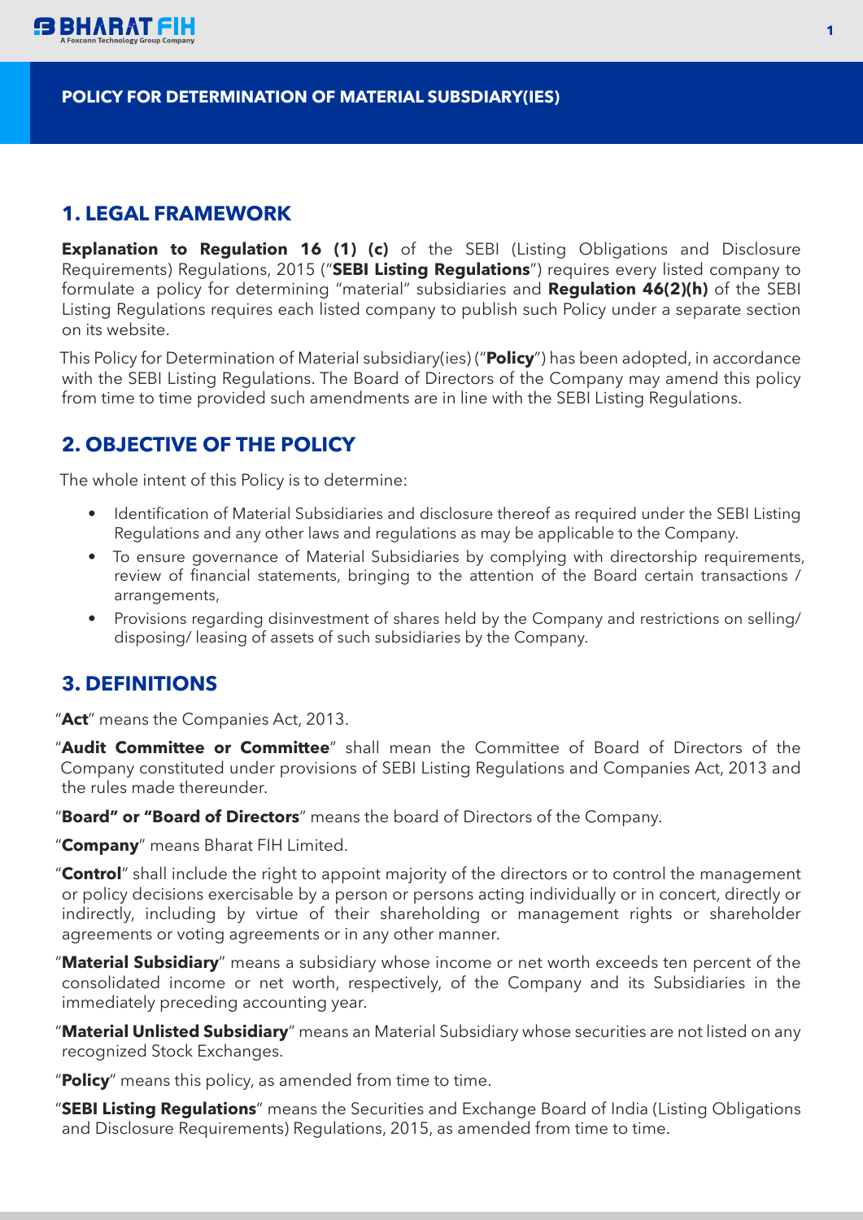# POLICY FOR DETERMINATION OF MATERIAL SUBSDIARY(IES)

## 1. LEGAL FRAMEWORK

**Explanation to Regulation 16 (1) (c)** of the SEBI (Listing Obligations and Disclosure Requirements) Regulations, 2015 ("**SEBI Listing Regulations**") requires every listed company to formulate a policy for determining "material" subsidiaries and **Regulation 46(2)(h)** of the SEBI Listing Regulations requires each listed company to publish such Policy under a separate section on its website.

This Policy for Determination of Material subsidiary(ies) ("**Policy**") has been adopted, in accordance with the SEBI Listing Regulations. The Board of Directors of the Company may amend this policy from time to time provided such amendments are in line with the SEBI Listing Regulations.

## 2. OBJECTIVE OF THE POLICY

The whole intent of this Policy is to determine:

- Identification of Material Subsidiaries and disclosure thereof as required under the SEBI Listing Regulations and any other laws and regulations as may be applicable to the Company.
- To ensure governance of Material Subsidiaries by complying with directorship requirements, review of financial statements, bringing to the attention of the Board certain transactions / arrangements,
- Provisions regarding disinvestment of shares held by the Company and restrictions on selling/ disposing/ leasing of assets of such subsidiaries by the Company.

## 3. DEFINITIONS

"**Act**" means the Companies Act, 2013.

"**Audit Committee or Committee**" shall mean the Committee of Board of Directors of the Company constituted under provisions of SEBI Listing Regulations and Companies Act, 2013 and the rules made thereunder.

"**Board" or "Board of Directors**" means the board of Directors of the Company.

"**Company**" means Bharat FIH Limited.

"**Control**" shall include the right to appoint majority of the directors or to control the management or policy decisions exercisable by a person or persons acting individually or in concert, directly or indirectly, including by virtue of their shareholding or management rights or shareholder agreements or voting agreements or in any other manner.

"**Material Subsidiary**" means a subsidiary whose income or net worth exceeds ten percent of the consolidated income or net worth, respectively, of the Company and its Subsidiaries in the immediately preceding accounting year.

"**Material Unlisted Subsidiary**" means an Material Subsidiary whose securities are not listed on any recognized Stock Exchanges.

"**Policy**" means this policy, as amended from time to time.

"**SEBI Listing Regulations**" means the Securities and Exchange Board of India (Listing Obligations and Disclosure Requirements) Regulations, 2015, as amended from time to time.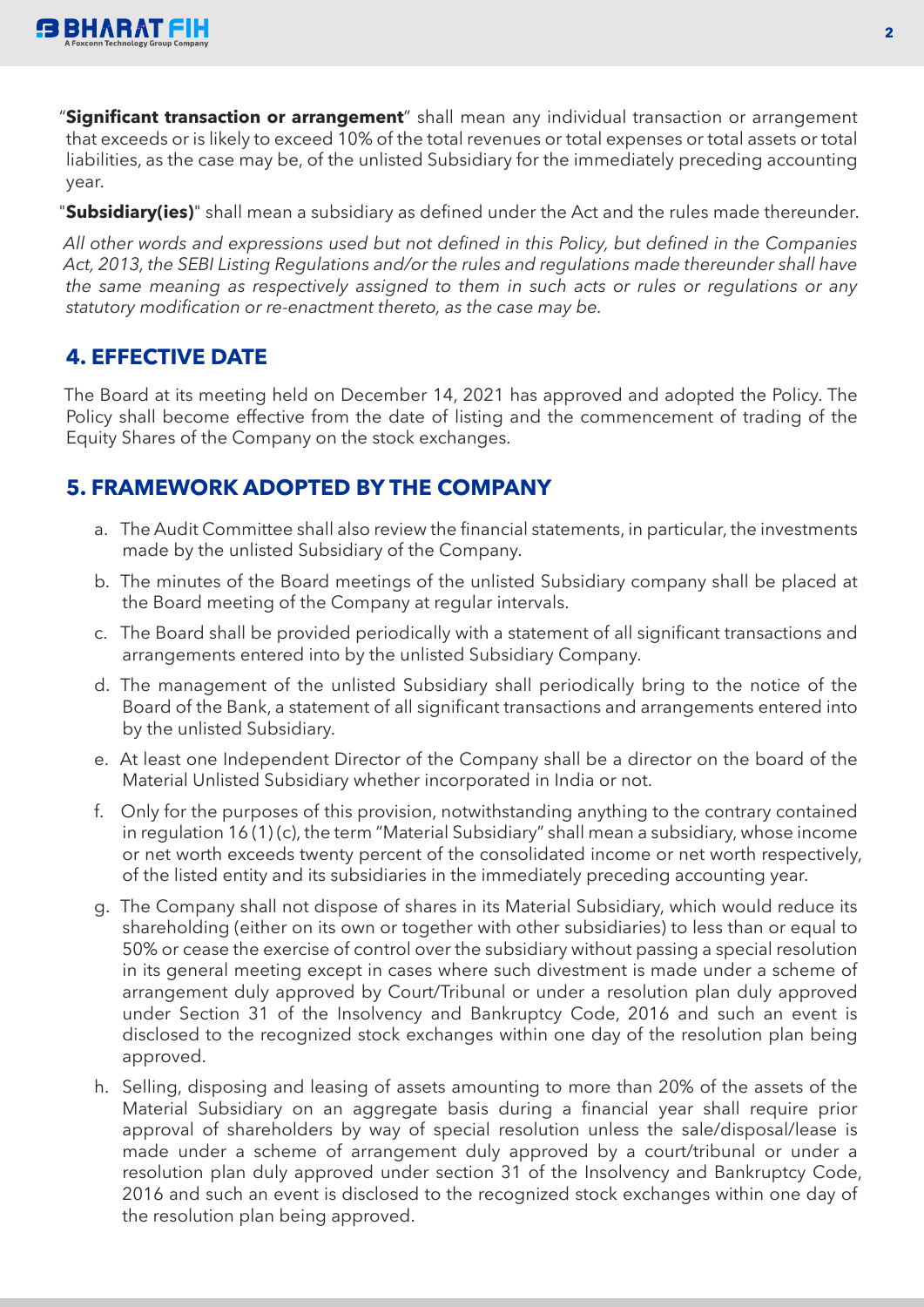"**Significant transaction or arrangement**" shall mean any individual transaction or arrangement that exceeds or is likely to exceed 10% of the total revenues or total expenses or total assets or total liabilities, as the case may be, of the unlisted Subsidiary for the immediately preceding accounting year.

"**Subsidiary(ies)**" shall mean a subsidiary as defined under the Act and the rules made thereunder.

*All other words and expressions used but not defined in this Policy, but defined in the Companies Act, 2013, the SEBI Listing Regulations and/or the rules and regulations made thereunder shall have the same meaning as respectively assigned to them in such acts or rules or regulations or any statutory modification or re-enactment thereto, as the case may be.*

## 4. EFFECTIVE DATE

The Board at its meeting held on December 14, 2021 has approved and adopted the Policy. The Policy shall become effective from the date of listing and the commencement of trading of the Equity Shares of the Company on the stock exchanges.

## 5. FRAMEWORK ADOPTED BY THE COMPANY

a. The Audit Committee shall also review the financial statements, in particular, the investments made by the unlisted Subsidiary of the Company.

b. The minutes of the Board meetings of the unlisted Subsidiary company shall be placed at the Board meeting of the Company at regular intervals.

c. The Board shall be provided periodically with a statement of all significant transactions and arrangements entered into by the unlisted Subsidiary Company.

d. The management of the unlisted Subsidiary shall periodically bring to the notice of the Board of the Bank, a statement of all significant transactions and arrangements entered into by the unlisted Subsidiary.

e. At least one Independent Director of the Company shall be a director on the board of the Material Unlisted Subsidiary whether incorporated in India or not.

f. Only for the purposes of this provision, notwithstanding anything to the contrary contained in regulation 16 (1) (c), the term "Material Subsidiary" shall mean a subsidiary, whose income or net worth exceeds twenty percent of the consolidated income or net worth respectively, of the listed entity and its subsidiaries in the immediately preceding accounting year.

g. The Company shall not dispose of shares in its Material Subsidiary, which would reduce its shareholding (either on its own or together with other subsidiaries) to less than or equal to 50% or cease the exercise of control over the subsidiary without passing a special resolution in its general meeting except in cases where such divestment is made under a scheme of arrangement duly approved by Court/Tribunal or under a resolution plan duly approved under Section 31 of the Insolvency and Bankruptcy Code, 2016 and such an event is disclosed to the recognized stock exchanges within one day of the resolution plan being approved.

h. Selling, disposing and leasing of assets amounting to more than 20% of the assets of the Material Subsidiary on an aggregate basis during a financial year shall require prior approval of shareholders by way of special resolution unless the sale/disposal/lease is made under a scheme of arrangement duly approved by a court/tribunal or under a resolution plan duly approved under section 31 of the Insolvency and Bankruptcy Code, 2016 and such an event is disclosed to the recognized stock exchanges within one day of the resolution plan being approved.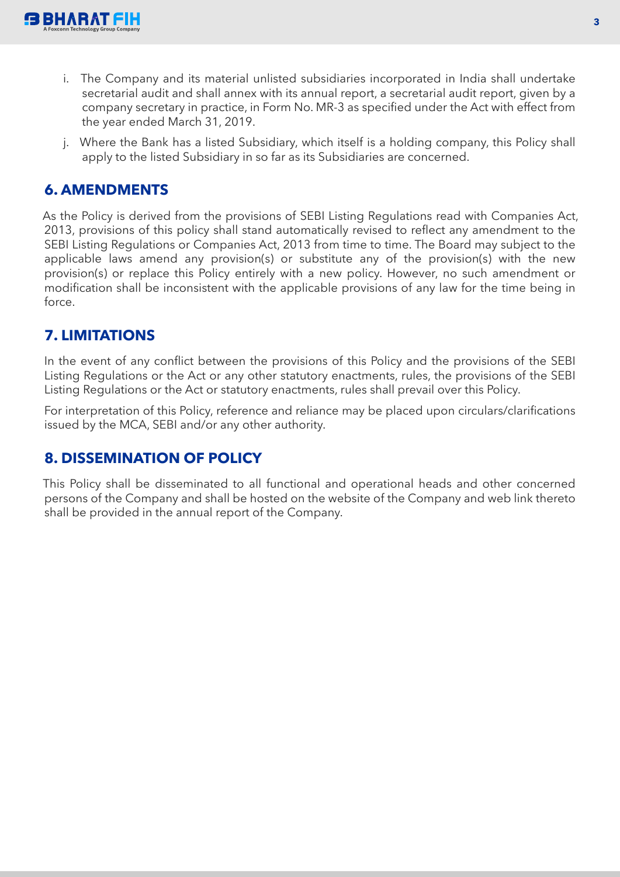i. The Company and its material unlisted subsidiaries incorporated in India shall undertake secretarial audit and shall annex with its annual report, a secretarial audit report, given by a company secretary in practice, in Form No. MR-3 as specified under the Act with effect from the year ended March 31, 2019.

j. Where the Bank has a listed Subsidiary, which itself is a holding company, this Policy shall apply to the listed Subsidiary in so far as its Subsidiaries are concerned.

## 6. AMENDMENTS

As the Policy is derived from the provisions of SEBI Listing Regulations read with Companies Act, 2013, provisions of this policy shall stand automatically revised to reflect any amendment to the SEBI Listing Regulations or Companies Act, 2013 from time to time. The Board may subject to the applicable laws amend any provision(s) or substitute any of the provision(s) with the new provision(s) or replace this Policy entirely with a new policy. However, no such amendment or modification shall be inconsistent with the applicable provisions of any law for the time being in force.

## 7. LIMITATIONS

In the event of any conflict between the provisions of this Policy and the provisions of the SEBI Listing Regulations or the Act or any other statutory enactments, rules, the provisions of the SEBI Listing Regulations or the Act or statutory enactments, rules shall prevail over this Policy.

For interpretation of this Policy, reference and reliance may be placed upon circulars/clarifications issued by the MCA, SEBI and/or any other authority.

## 8. DISSEMINATION OF POLICY

This Policy shall be disseminated to all functional and operational heads and other concerned persons of the Company and shall be hosted on the website of the Company and web link thereto shall be provided in the annual report of the Company.